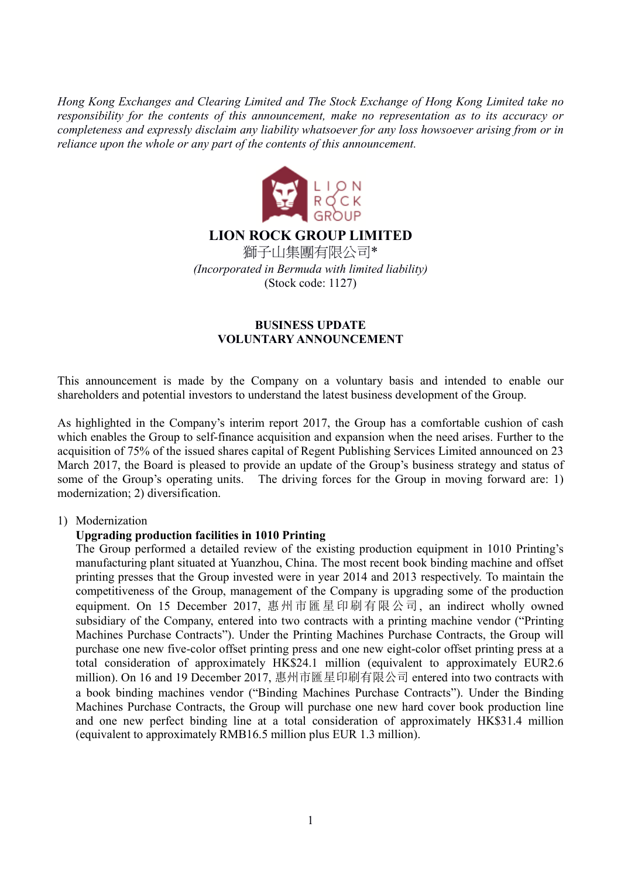*Hong Kong Exchanges and Clearing Limited and The Stock Exchange of Hong Kong Limited take no responsibility for the contents of this announcement, make no representation as to its accuracy or completeness and expressly disclaim any liability whatsoever for any loss howsoever arising from or in reliance upon the whole or any part of the contents of this announcement.*

# LION ROCK GROUP LIMITED

獅子山集團有限公司*

*(Incorporated in Bermuda with limited liability)*

(Stock code: 1127)

## BUSINESS UPDATE
## VOLUNTARY ANNOUNCEMENT

This announcement is made by the Company on a voluntary basis and intended to enable our shareholders and potential investors to understand the latest business development of the Group.

As highlighted in the Company's interim report 2017, the Group has a comfortable cushion of cash which enables the Group to self-finance acquisition and expansion when the need arises. Further to the acquisition of 75% of the issued shares capital of Regent Publishing Services Limited announced on 23 March 2017, the Board is pleased to provide an update of the Group's business strategy and status of some of the Group's operating units. The driving forces for the Group in moving forward are: 1) modernization; 2) diversification.

1) Modernization

**Upgrading production facilities in 1010 Printing**

The Group performed a detailed review of the existing production equipment in 1010 Printing's manufacturing plant situated at Yuanzhou, China. The most recent book binding machine and offset printing presses that the Group invested were in year 2014 and 2013 respectively. To maintain the competitiveness of the Group, management of the Company is upgrading some of the production equipment. On 15 December 2017, 惠州市匯星印刷有限公司, an indirect wholly owned subsidiary of the Company, entered into two contracts with a printing machine vendor ("Printing Machines Purchase Contracts"). Under the Printing Machines Purchase Contracts, the Group will purchase one new five-color offset printing press and one new eight-color offset printing press at a total consideration of approximately HK$24.1 million (equivalent to approximately EUR2.6 million). On 16 and 19 December 2017, 惠州市匯星印刷有限公司 entered into two contracts with a book binding machines vendor ("Binding Machines Purchase Contracts"). Under the Binding Machines Purchase Contracts, the Group will purchase one new hard cover book production line and one new perfect binding line at a total consideration of approximately HK$31.4 million (equivalent to approximately RMB16.5 million plus EUR 1.3 million).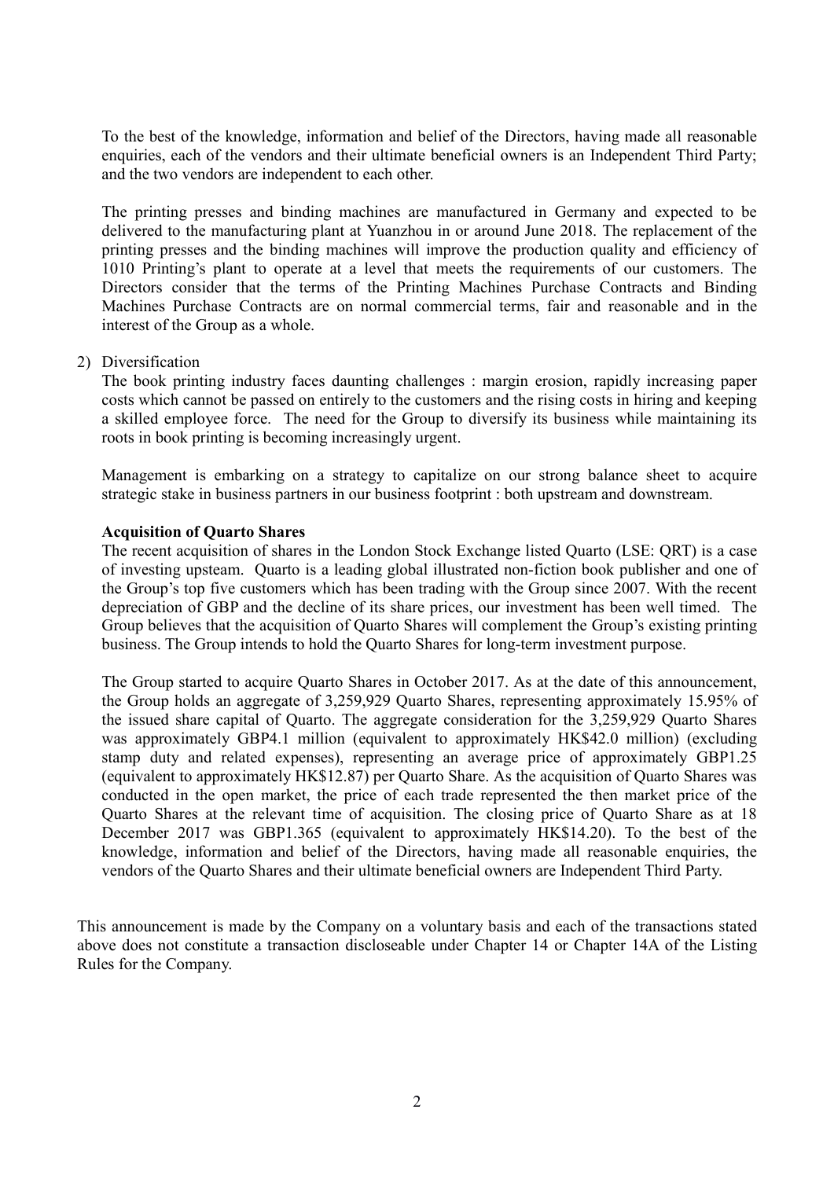To the best of the knowledge, information and belief of the Directors, having made all reasonable enquiries, each of the vendors and their ultimate beneficial owners is an Independent Third Party; and the two vendors are independent to each other.

The printing presses and binding machines are manufactured in Germany and expected to be delivered to the manufacturing plant at Yuanzhou in or around June 2018. The replacement of the printing presses and the binding machines will improve the production quality and efficiency of 1010 Printing's plant to operate at a level that meets the requirements of our customers. The Directors consider that the terms of the Printing Machines Purchase Contracts and Binding Machines Purchase Contracts are on normal commercial terms, fair and reasonable and in the interest of the Group as a whole.

2) Diversification

The book printing industry faces daunting challenges : margin erosion, rapidly increasing paper costs which cannot be passed on entirely to the customers and the rising costs in hiring and keeping a skilled employee force. The need for the Group to diversify its business while maintaining its roots in book printing is becoming increasingly urgent.

Management is embarking on a strategy to capitalize on our strong balance sheet to acquire strategic stake in business partners in our business footprint : both upstream and downstream.

**Acquisition of Quarto Shares**

The recent acquisition of shares in the London Stock Exchange listed Quarto (LSE: QRT) is a case of investing upsteam. Quarto is a leading global illustrated non-fiction book publisher and one of the Group's top five customers which has been trading with the Group since 2007. With the recent depreciation of GBP and the decline of its share prices, our investment has been well timed. The Group believes that the acquisition of Quarto Shares will complement the Group's existing printing business. The Group intends to hold the Quarto Shares for long-term investment purpose.

The Group started to acquire Quarto Shares in October 2017. As at the date of this announcement, the Group holds an aggregate of 3,259,929 Quarto Shares, representing approximately 15.95% of the issued share capital of Quarto. The aggregate consideration for the 3,259,929 Quarto Shares was approximately GBP4.1 million (equivalent to approximately HK$42.0 million) (excluding stamp duty and related expenses), representing an average price of approximately GBP1.25 (equivalent to approximately HK$12.87) per Quarto Share. As the acquisition of Quarto Shares was conducted in the open market, the price of each trade represented the then market price of the Quarto Shares at the relevant time of acquisition. The closing price of Quarto Share as at 18 December 2017 was GBP1.365 (equivalent to approximately HK$14.20). To the best of the knowledge, information and belief of the Directors, having made all reasonable enquiries, the vendors of the Quarto Shares and their ultimate beneficial owners are Independent Third Party.

This announcement is made by the Company on a voluntary basis and each of the transactions stated above does not constitute a transaction discloseable under Chapter 14 or Chapter 14A of the Listing Rules for the Company.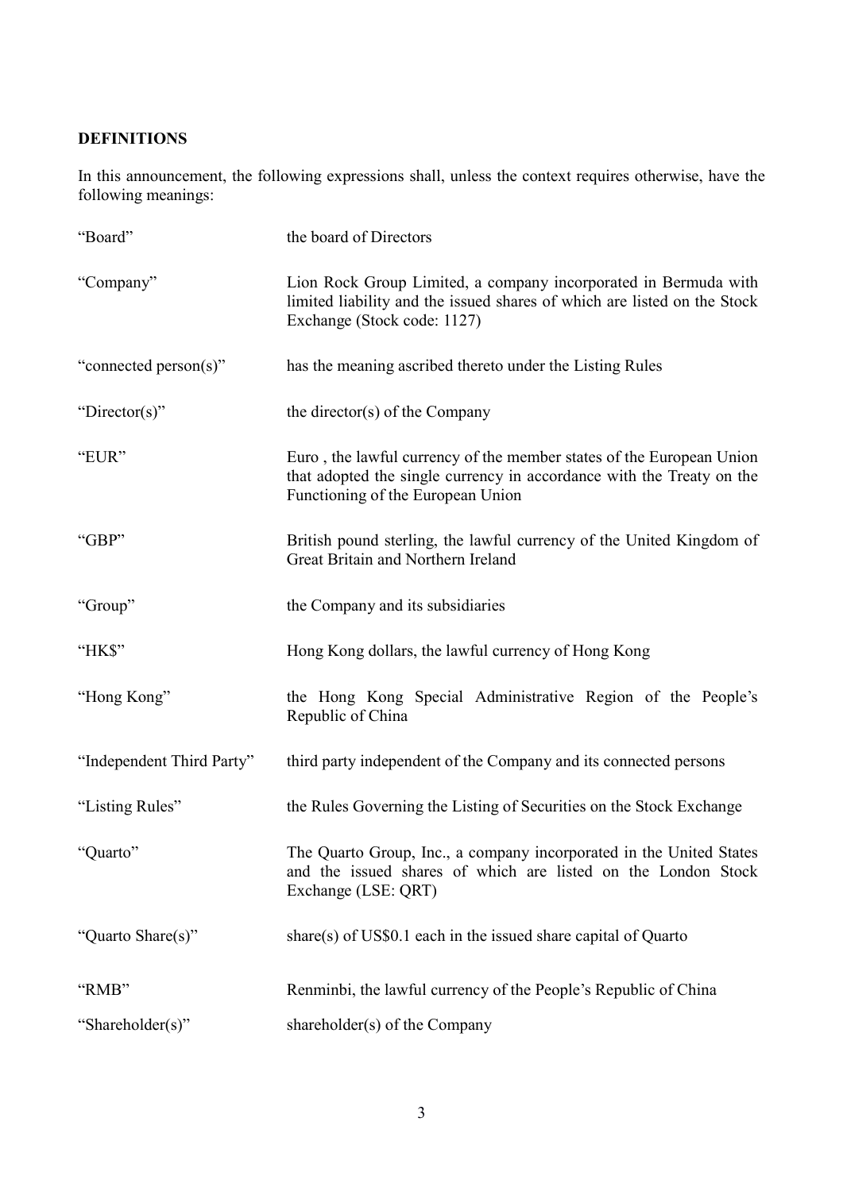**DEFINITIONS**

In this announcement, the following expressions shall, unless the context requires otherwise, have the following meanings:

| | |
|---|---|
| "Board" | the board of Directors |
| "Company" | Lion Rock Group Limited, a company incorporated in Bermuda with limited liability and the issued shares of which are listed on the Stock Exchange (Stock code: 1127) |
| "connected person(s)" | has the meaning ascribed thereto under the Listing Rules |
| "Director(s)" | the director(s) of the Company |
| "EUR" | Euro , the lawful currency of the member states of the European Union that adopted the single currency in accordance with the Treaty on the Functioning of the European Union |
| "GBP" | British pound sterling, the lawful currency of the United Kingdom of Great Britain and Northern Ireland |
| "Group" | the Company and its subsidiaries |
| "HK$" | Hong Kong dollars, the lawful currency of Hong Kong |
| "Hong Kong" | the Hong Kong Special Administrative Region of the People's Republic of China |
| "Independent Third Party" | third party independent of the Company and its connected persons |
| "Listing Rules" | the Rules Governing the Listing of Securities on the Stock Exchange |
| "Quarto" | The Quarto Group, Inc., a company incorporated in the United States and the issued shares of which are listed on the London Stock Exchange (LSE: QRT) |
| "Quarto Share(s)" | share(s) of US$0.1 each in the issued share capital of Quarto |
| "RMB" | Renminbi, the lawful currency of the People's Republic of China |
| "Shareholder(s)" | shareholder(s) of the Company |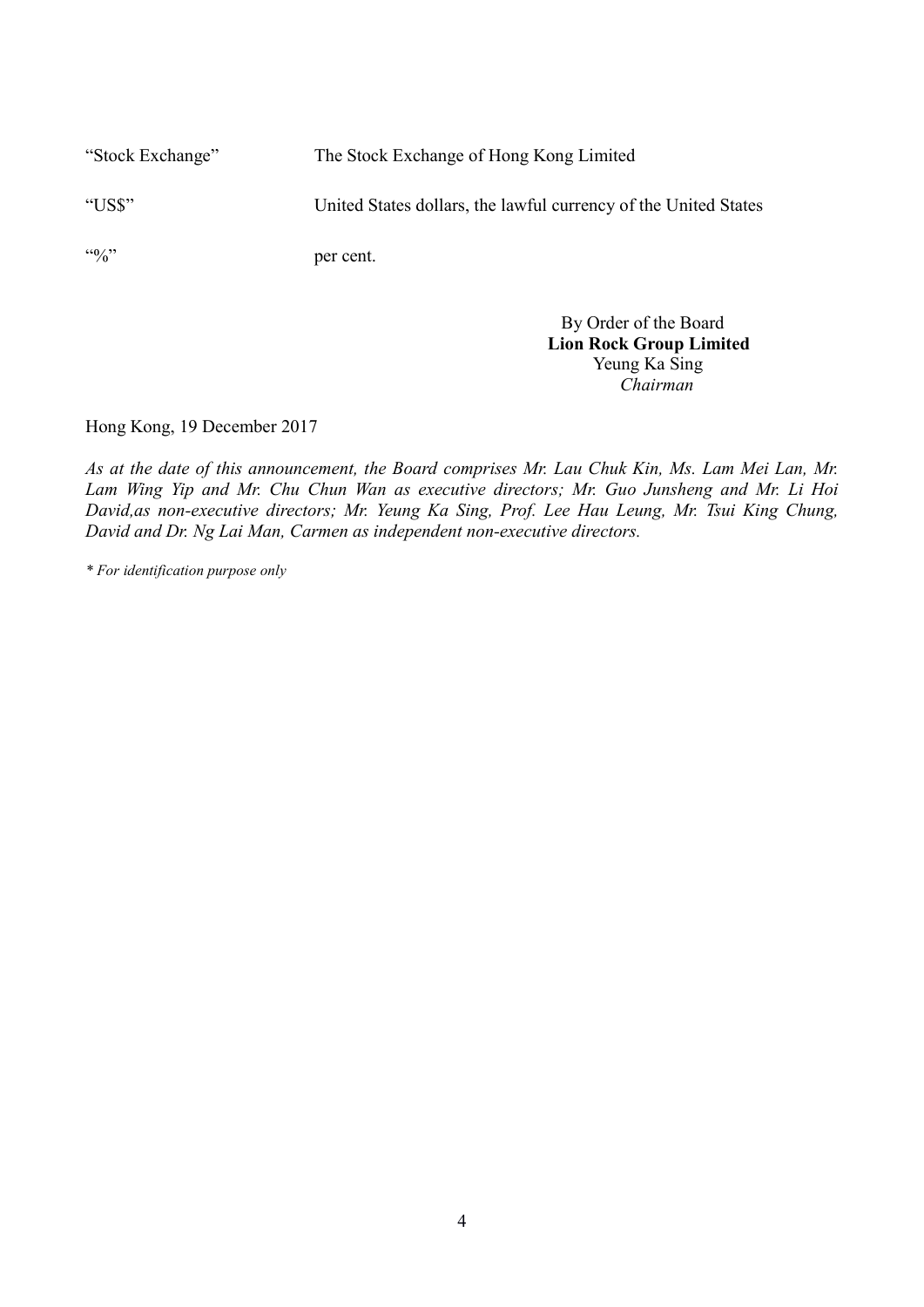| | |
|---|---|
| “Stock Exchange” | The Stock Exchange of Hong Kong Limited |
| “US$” | United States dollars, the lawful currency of the United States |
| “%” | per cent. |

By Order of the Board
**Lion Rock Group Limited**
Yeung Ka Sing
*Chairman*

Hong Kong, 19 December 2017

*As at the date of this announcement, the Board comprises Mr. Lau Chuk Kin, Ms. Lam Mei Lan, Mr. Lam Wing Yip and Mr. Chu Chun Wan as executive directors; Mr. Guo Junsheng and Mr. Li Hoi David,as non-executive directors; Mr. Yeung Ka Sing, Prof. Lee Hau Leung, Mr. Tsui King Chung, David and Dr. Ng Lai Man, Carmen as independent non-executive directors.*

*\* For identification purpose only*